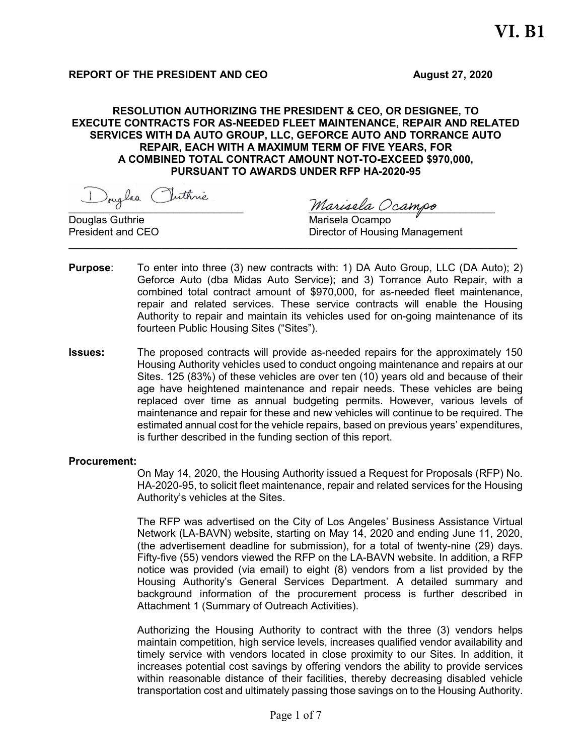VI. B1

**REPORT OF THE PRESIDENT AND CEO** **August 27, 2020**

**RESOLUTION AUTHORIZING THE PRESIDENT & CEO, OR DESIGNEE, TO EXECUTE CONTRACTS FOR AS-NEEDED FLEET MAINTENANCE, REPAIR AND RELATED SERVICES WITH DA AUTO GROUP, LLC, GEFORCE AUTO AND TORRANCE AUTO REPAIR, EACH WITH A MAXIMUM TERM OF FIVE YEARS, FOR A COMBINED TOTAL CONTRACT AMOUNT NOT-TO-EXCEED $970,000, PURSUANT TO AWARDS UNDER RFP HA-2020-95**

Douglas Guthrie
President and CEO

Marisela Ocampo
Director of Housing Management

---

**Purpose**: To enter into three (3) new contracts with: 1) DA Auto Group, LLC (DA Auto); 2) Geforce Auto (dba Midas Auto Service); and 3) Torrance Auto Repair, with a combined total contract amount of $970,000, for as-needed fleet maintenance, repair and related services. These service contracts will enable the Housing Authority to repair and maintain its vehicles used for on-going maintenance of its fourteen Public Housing Sites ("Sites").

**Issues:** The proposed contracts will provide as-needed repairs for the approximately 150 Housing Authority vehicles used to conduct ongoing maintenance and repairs at our Sites. 125 (83%) of these vehicles are over ten (10) years old and because of their age have heightened maintenance and repair needs. These vehicles are being replaced over time as annual budgeting permits. However, various levels of maintenance and repair for these and new vehicles will continue to be required. The estimated annual cost for the vehicle repairs, based on previous years' expenditures, is further described in the funding section of this report.

**Procurement:**

On May 14, 2020, the Housing Authority issued a Request for Proposals (RFP) No. HA-2020-95, to solicit fleet maintenance, repair and related services for the Housing Authority's vehicles at the Sites.

The RFP was advertised on the City of Los Angeles' Business Assistance Virtual Network (LA-BAVN) website, starting on May 14, 2020 and ending June 11, 2020, (the advertisement deadline for submission), for a total of twenty-nine (29) days. Fifty-five (55) vendors viewed the RFP on the LA-BAVN website. In addition, a RFP notice was provided (via email) to eight (8) vendors from a list provided by the Housing Authority's General Services Department. A detailed summary and background information of the procurement process is further described in Attachment 1 (Summary of Outreach Activities).

Authorizing the Housing Authority to contract with the three (3) vendors helps maintain competition, high service levels, increases qualified vendor availability and timely service with vendors located in close proximity to our Sites. In addition, it increases potential cost savings by offering vendors the ability to provide services within reasonable distance of their facilities, thereby decreasing disabled vehicle transportation cost and ultimately passing those savings on to the Housing Authority.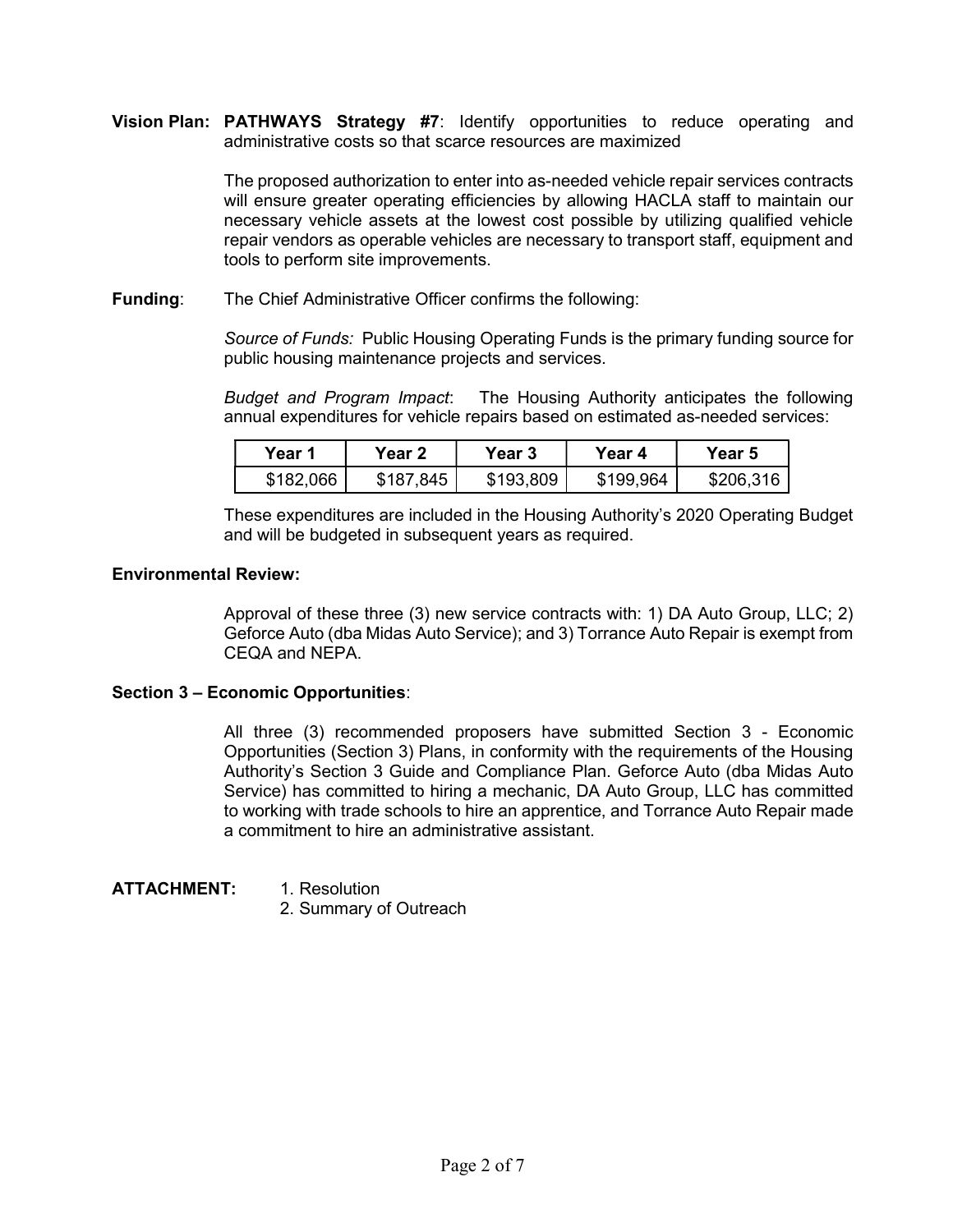**Vision Plan:** **PATHWAYS Strategy #7**: Identify opportunities to reduce operating and administrative costs so that scarce resources are maximized

The proposed authorization to enter into as-needed vehicle repair services contracts will ensure greater operating efficiencies by allowing HACLA staff to maintain our necessary vehicle assets at the lowest cost possible by utilizing qualified vehicle repair vendors as operable vehicles are necessary to transport staff, equipment and tools to perform site improvements.

**Funding**: The Chief Administrative Officer confirms the following:

*Source of Funds:* Public Housing Operating Funds is the primary funding source for public housing maintenance projects and services.

*Budget and Program Impact*: The Housing Authority anticipates the following annual expenditures for vehicle repairs based on estimated as-needed services:

| Year 1 | Year 2 | Year 3 | Year 4 | Year 5 |
|---|---|---|---|---|
| \$182,066 | \$187,845 | \$193,809 | \$199,964 | \$206,316 |

These expenditures are included in the Housing Authority's 2020 Operating Budget and will be budgeted in subsequent years as required.

**Environmental Review:**

Approval of these three (3) new service contracts with: 1) DA Auto Group, LLC; 2) Geforce Auto (dba Midas Auto Service); and 3) Torrance Auto Repair is exempt from CEQA and NEPA.

**Section 3 – Economic Opportunities**:

All three (3) recommended proposers have submitted Section 3 - Economic Opportunities (Section 3) Plans, in conformity with the requirements of the Housing Authority's Section 3 Guide and Compliance Plan. Geforce Auto (dba Midas Auto Service) has committed to hiring a mechanic, DA Auto Group, LLC has committed to working with trade schools to hire an apprentice, and Torrance Auto Repair made a commitment to hire an administrative assistant.

**ATTACHMENT:**
1. Resolution
2. Summary of Outreach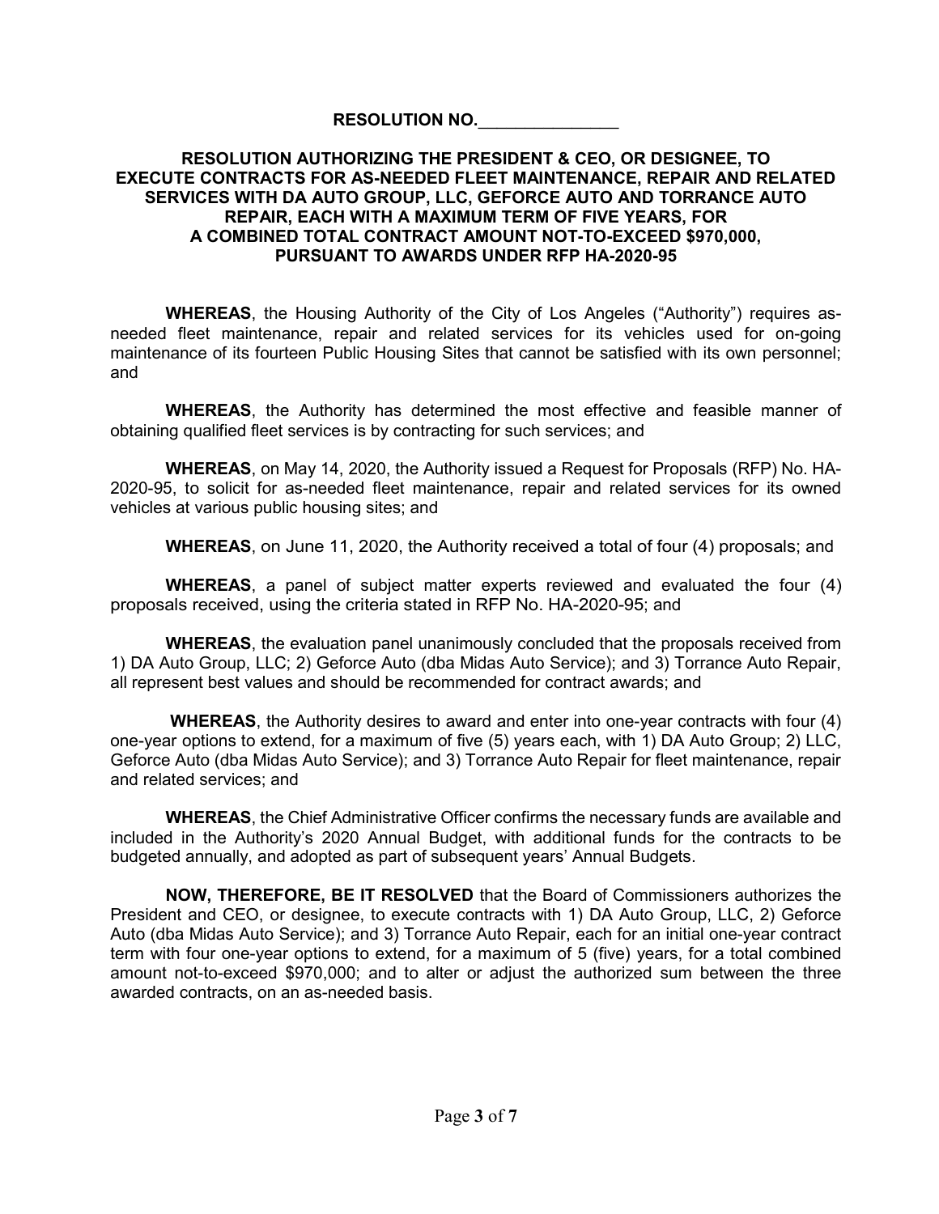**RESOLUTION NO.\_\_\_\_\_\_\_\_\_\_\_\_\_\_\_**

**RESOLUTION AUTHORIZING THE PRESIDENT & CEO, OR DESIGNEE, TO EXECUTE CONTRACTS FOR AS-NEEDED FLEET MAINTENANCE, REPAIR AND RELATED SERVICES WITH DA AUTO GROUP, LLC, GEFORCE AUTO AND TORRANCE AUTO REPAIR, EACH WITH A MAXIMUM TERM OF FIVE YEARS, FOR A COMBINED TOTAL CONTRACT AMOUNT NOT-TO-EXCEED $970,000, PURSUANT TO AWARDS UNDER RFP HA-2020-95**

**WHEREAS**, the Housing Authority of the City of Los Angeles ("Authority") requires as-needed fleet maintenance, repair and related services for its vehicles used for on-going maintenance of its fourteen Public Housing Sites that cannot be satisfied with its own personnel; and

**WHEREAS**, the Authority has determined the most effective and feasible manner of obtaining qualified fleet services is by contracting for such services; and

**WHEREAS**, on May 14, 2020, the Authority issued a Request for Proposals (RFP) No. HA-2020-95, to solicit for as-needed fleet maintenance, repair and related services for its owned vehicles at various public housing sites; and

**WHEREAS**, on June 11, 2020, the Authority received a total of four (4) proposals; and

**WHEREAS**, a panel of subject matter experts reviewed and evaluated the four (4) proposals received, using the criteria stated in RFP No. HA-2020-95; and

**WHEREAS**, the evaluation panel unanimously concluded that the proposals received from 1) DA Auto Group, LLC; 2) Geforce Auto (dba Midas Auto Service); and 3) Torrance Auto Repair, all represent best values and should be recommended for contract awards; and

**WHEREAS**, the Authority desires to award and enter into one-year contracts with four (4) one-year options to extend, for a maximum of five (5) years each, with 1) DA Auto Group; 2) LLC, Geforce Auto (dba Midas Auto Service); and 3) Torrance Auto Repair for fleet maintenance, repair and related services; and

**WHEREAS**, the Chief Administrative Officer confirms the necessary funds are available and included in the Authority's 2020 Annual Budget, with additional funds for the contracts to be budgeted annually, and adopted as part of subsequent years' Annual Budgets.

**NOW, THEREFORE, BE IT RESOLVED** that the Board of Commissioners authorizes the President and CEO, or designee, to execute contracts with 1) DA Auto Group, LLC, 2) Geforce Auto (dba Midas Auto Service); and 3) Torrance Auto Repair, each for an initial one-year contract term with four one-year options to extend, for a maximum of 5 (five) years, for a total combined amount not-to-exceed $970,000; and to alter or adjust the authorized sum between the three awarded contracts, on an as-needed basis.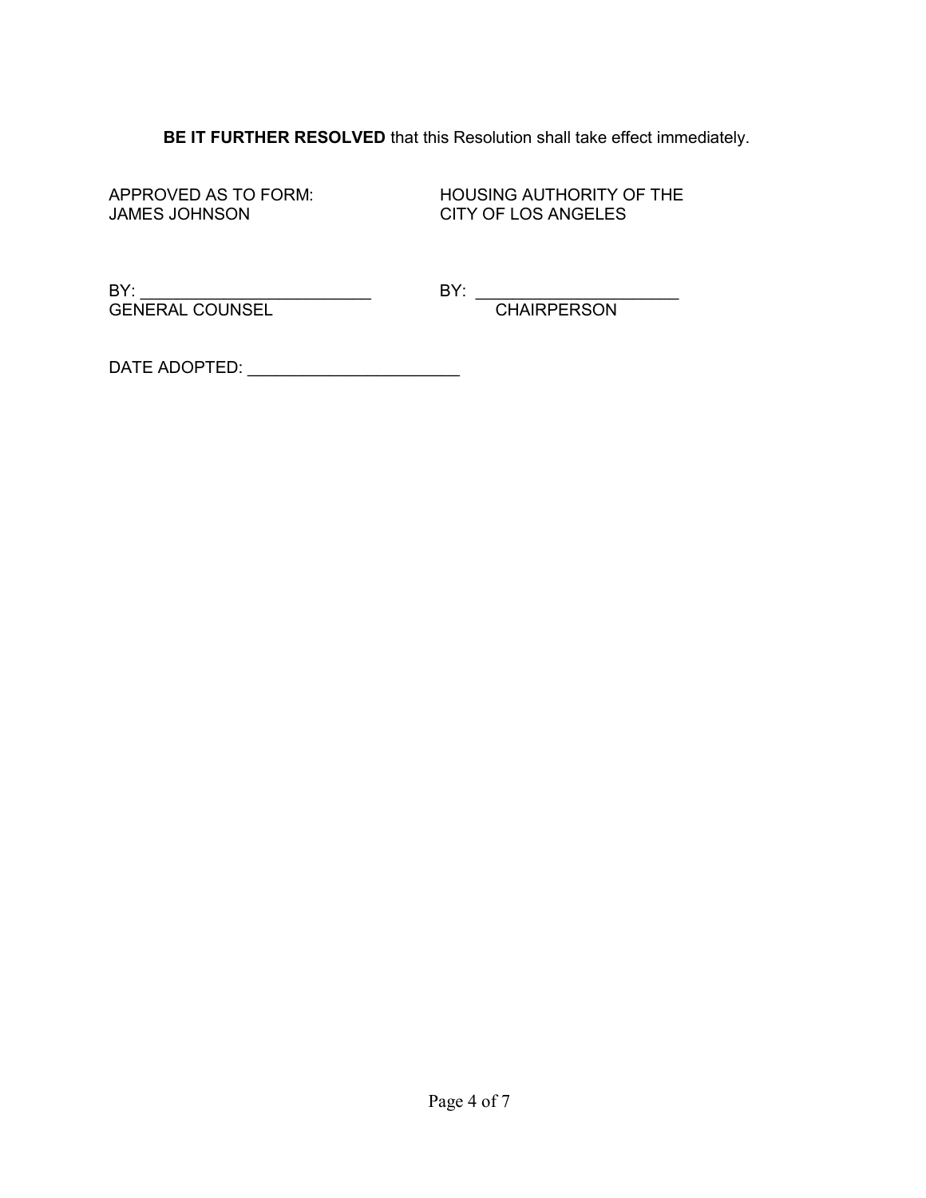**BE IT FURTHER RESOLVED** that this Resolution shall take effect immediately.

APPROVED AS TO FORM:
JAMES JOHNSON

BY: _________________________
GENERAL COUNSEL

HOUSING AUTHORITY OF THE
CITY OF LOS ANGELES

BY: ______________________
CHAIRPERSON

DATE ADOPTED: _______________________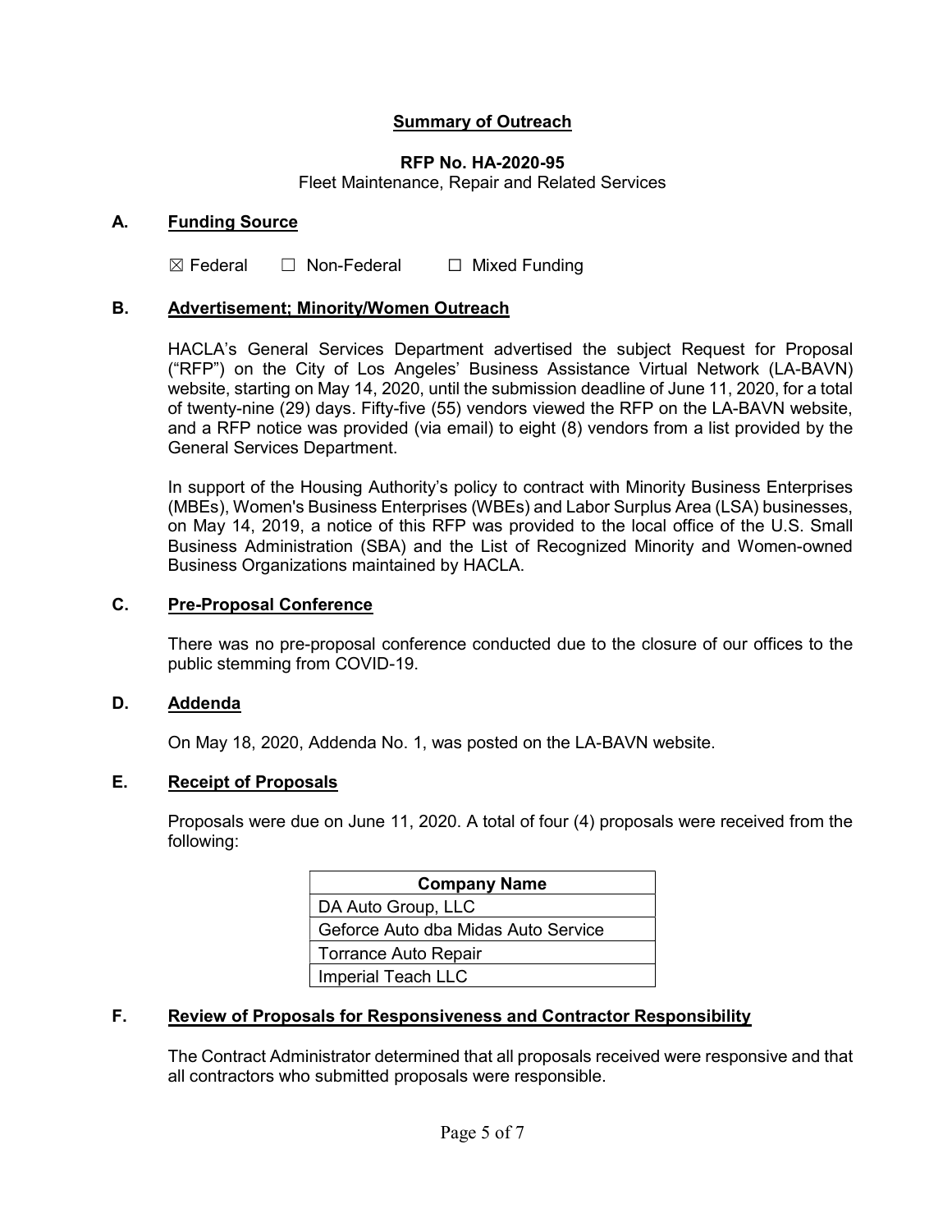## Summary of Outreach

**RFP No. HA-2020-95**
Fleet Maintenance, Repair and Related Services

### A. Funding Source

☒ Federal ☐ Non-Federal ☐ Mixed Funding

### B. Advertisement; Minority/Women Outreach

HACLA's General Services Department advertised the subject Request for Proposal ("RFP") on the City of Los Angeles' Business Assistance Virtual Network (LA-BAVN) website, starting on May 14, 2020, until the submission deadline of June 11, 2020, for a total of twenty-nine (29) days. Fifty-five (55) vendors viewed the RFP on the LA-BAVN website, and a RFP notice was provided (via email) to eight (8) vendors from a list provided by the General Services Department.

In support of the Housing Authority's policy to contract with Minority Business Enterprises (MBEs), Women's Business Enterprises (WBEs) and Labor Surplus Area (LSA) businesses, on May 14, 2019, a notice of this RFP was provided to the local office of the U.S. Small Business Administration (SBA) and the List of Recognized Minority and Women-owned Business Organizations maintained by HACLA.

### C. Pre-Proposal Conference

There was no pre-proposal conference conducted due to the closure of our offices to the public stemming from COVID-19.

### D. Addenda

On May 18, 2020, Addenda No. 1, was posted on the LA-BAVN website.

### E. Receipt of Proposals

Proposals were due on June 11, 2020. A total of four (4) proposals were received from the following:

| Company Name |
|---|
| DA Auto Group, LLC |
| Geforce Auto dba Midas Auto Service |
| Torrance Auto Repair |
| Imperial Teach LLC |

### F. Review of Proposals for Responsiveness and Contractor Responsibility

The Contract Administrator determined that all proposals received were responsive and that all contractors who submitted proposals were responsible.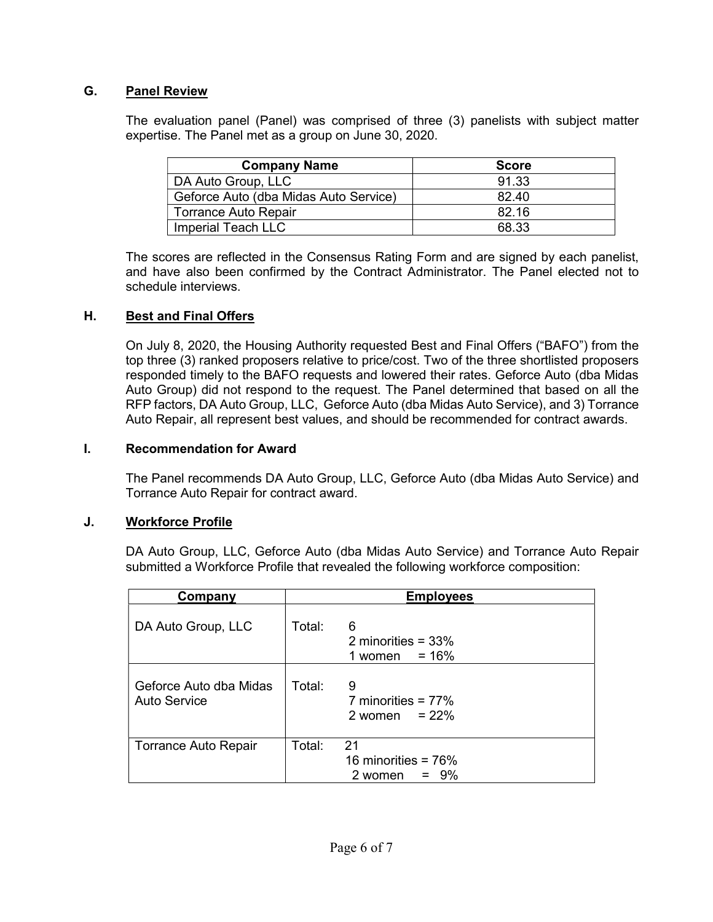## G. Panel Review

The evaluation panel (Panel) was comprised of three (3) panelists with subject matter expertise. The Panel met as a group on June 30, 2020.

| Company Name | Score |
|---|---|
| DA Auto Group, LLC | 91.33 |
| Geforce Auto (dba Midas Auto Service) | 82.40 |
| Torrance Auto Repair | 82.16 |
| Imperial Teach LLC | 68.33 |

The scores are reflected in the Consensus Rating Form and are signed by each panelist, and have also been confirmed by the Contract Administrator. The Panel elected not to schedule interviews.

## H. Best and Final Offers

On July 8, 2020, the Housing Authority requested Best and Final Offers ("BAFO") from the top three (3) ranked proposers relative to price/cost. Two of the three shortlisted proposers responded timely to the BAFO requests and lowered their rates. Geforce Auto (dba Midas Auto Group) did not respond to the request. The Panel determined that based on all the RFP factors, DA Auto Group, LLC, Geforce Auto (dba Midas Auto Service), and 3) Torrance Auto Repair, all represent best values, and should be recommended for contract awards.

## I. Recommendation for Award

The Panel recommends DA Auto Group, LLC, Geforce Auto (dba Midas Auto Service) and Torrance Auto Repair for contract award.

## J. Workforce Profile

DA Auto Group, LLC, Geforce Auto (dba Midas Auto Service) and Torrance Auto Repair submitted a Workforce Profile that revealed the following workforce composition:

| Company | Employees |
|---|---|
| DA Auto Group, LLC | Total: 6<br>2 minorities = 33%<br>1 women = 16% |
| Geforce Auto dba Midas Auto Service | Total: 9<br>7 minorities = 77%<br>2 women = 22% |
| Torrance Auto Repair | Total: 21<br>16 minorities = 76%<br>2 women = 9% |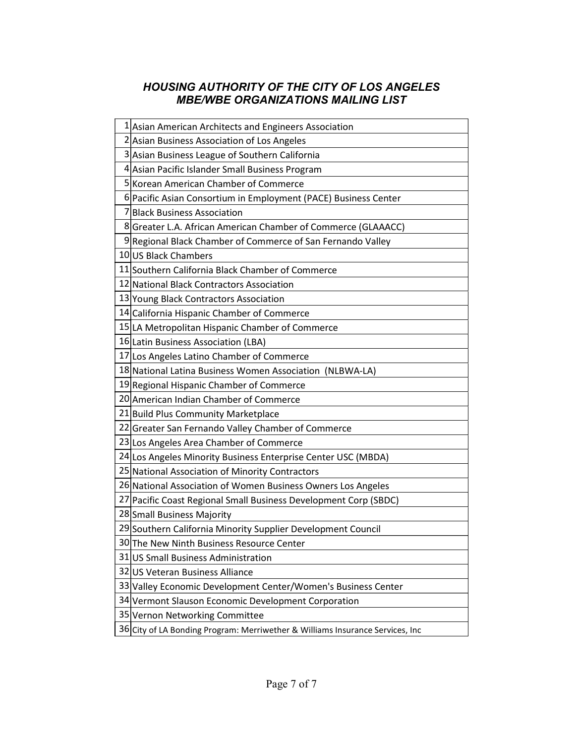# *HOUSING AUTHORITY OF THE CITY OF LOS ANGELES*
## *MBE/WBE ORGANIZATIONS MAILING LIST*

| | |
|---|---|
| 1 | Asian American Architects and Engineers Association |
| 2 | Asian Business Association of Los Angeles |
| 3 | Asian Business League of Southern California |
| 4 | Asian Pacific Islander Small Business Program |
| 5 | Korean American Chamber of Commerce |
| 6 | Pacific Asian Consortium in Employment (PACE) Business Center |
| 7 | Black Business Association |
| 8 | Greater L.A. African American Chamber of Commerce (GLAAACC) |
| 9 | Regional Black Chamber of Commerce of San Fernando Valley |
| 10 | US Black Chambers |
| 11 | Southern California Black Chamber of Commerce |
| 12 | National Black Contractors Association |
| 13 | Young Black Contractors Association |
| 14 | California Hispanic Chamber of Commerce |
| 15 | LA Metropolitan Hispanic Chamber of Commerce |
| 16 | Latin Business Association (LBA) |
| 17 | Los Angeles Latino Chamber of Commerce |
| 18 | National Latina Business Women Association (NLBWA-LA) |
| 19 | Regional Hispanic Chamber of Commerce |
| 20 | American Indian Chamber of Commerce |
| 21 | Build Plus Community Marketplace |
| 22 | Greater San Fernando Valley Chamber of Commerce |
| 23 | Los Angeles Area Chamber of Commerce |
| 24 | Los Angeles Minority Business Enterprise Center USC (MBDA) |
| 25 | National Association of Minority Contractors |
| 26 | National Association of Women Business Owners Los Angeles |
| 27 | Pacific Coast Regional Small Business Development Corp (SBDC) |
| 28 | Small Business Majority |
| 29 | Southern California Minority Supplier Development Council |
| 30 | The New Ninth Business Resource Center |
| 31 | US Small Business Administration |
| 32 | US Veteran Business Alliance |
| 33 | Valley Economic Development Center/Women's Business Center |
| 34 | Vermont Slauson Economic Development Corporation |
| 35 | Vernon Networking Committee |
| 36 | City of LA Bonding Program: Merriwether & Williams Insurance Services, Inc |